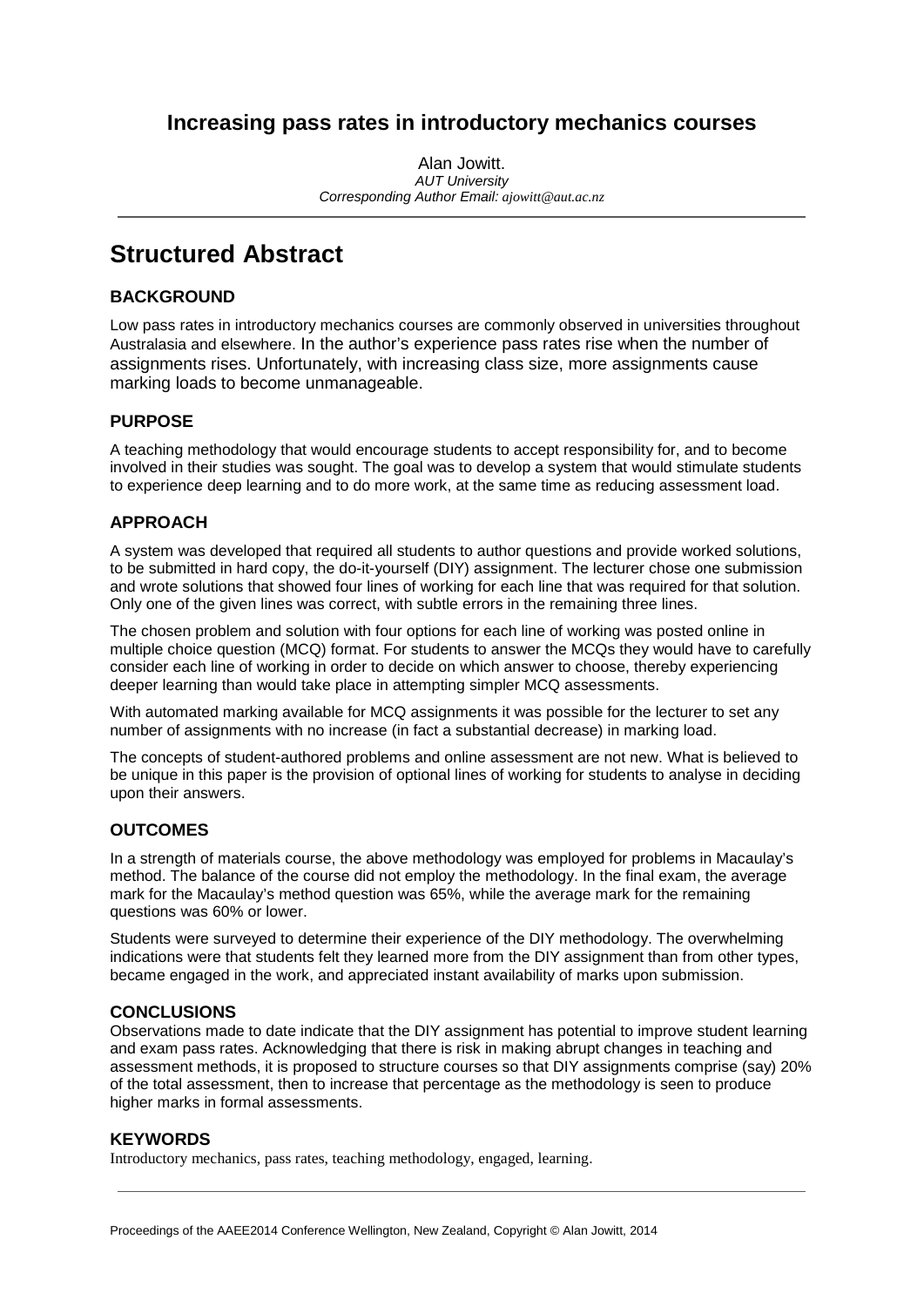# Increasing pass rates in introductory mechanics courses

Alan Jowitt.
*AUT University*
*Corresponding Author Email: ajowitt@aut.ac.nz*

## Structured Abstract

### BACKGROUND

Low pass rates in introductory mechanics courses are commonly observed in universities throughout Australasia and elsewhere. In the author's experience pass rates rise when the number of assignments rises. Unfortunately, with increasing class size, more assignments cause marking loads to become unmanageable.

### PURPOSE

A teaching methodology that would encourage students to accept responsibility for, and to become involved in their studies was sought. The goal was to develop a system that would stimulate students to experience deep learning and to do more work, at the same time as reducing assessment load.

### APPROACH

A system was developed that required all students to author questions and provide worked solutions, to be submitted in hard copy, the do-it-yourself (DIY) assignment. The lecturer chose one submission and wrote solutions that showed four lines of working for each line that was required for that solution. Only one of the given lines was correct, with subtle errors in the remaining three lines.

The chosen problem and solution with four options for each line of working was posted online in multiple choice question (MCQ) format. For students to answer the MCQs they would have to carefully consider each line of working in order to decide on which answer to choose, thereby experiencing deeper learning than would take place in attempting simpler MCQ assessments.

With automated marking available for MCQ assignments it was possible for the lecturer to set any number of assignments with no increase (in fact a substantial decrease) in marking load.

The concepts of student-authored problems and online assessment are not new. What is believed to be unique in this paper is the provision of optional lines of working for students to analyse in deciding upon their answers.

### OUTCOMES

In a strength of materials course, the above methodology was employed for problems in Macaulay's method. The balance of the course did not employ the methodology. In the final exam, the average mark for the Macaulay's method question was 65%, while the average mark for the remaining questions was 60% or lower.

Students were surveyed to determine their experience of the DIY methodology. The overwhelming indications were that students felt they learned more from the DIY assignment than from other types, became engaged in the work, and appreciated instant availability of marks upon submission.

### CONCLUSIONS

Observations made to date indicate that the DIY assignment has potential to improve student learning and exam pass rates. Acknowledging that there is risk in making abrupt changes in teaching and assessment methods, it is proposed to structure courses so that DIY assignments comprise (say) 20% of the total assessment, then to increase that percentage as the methodology is seen to produce higher marks in formal assessments.

### KEYWORDS

Introductory mechanics, pass rates, teaching methodology, engaged, learning.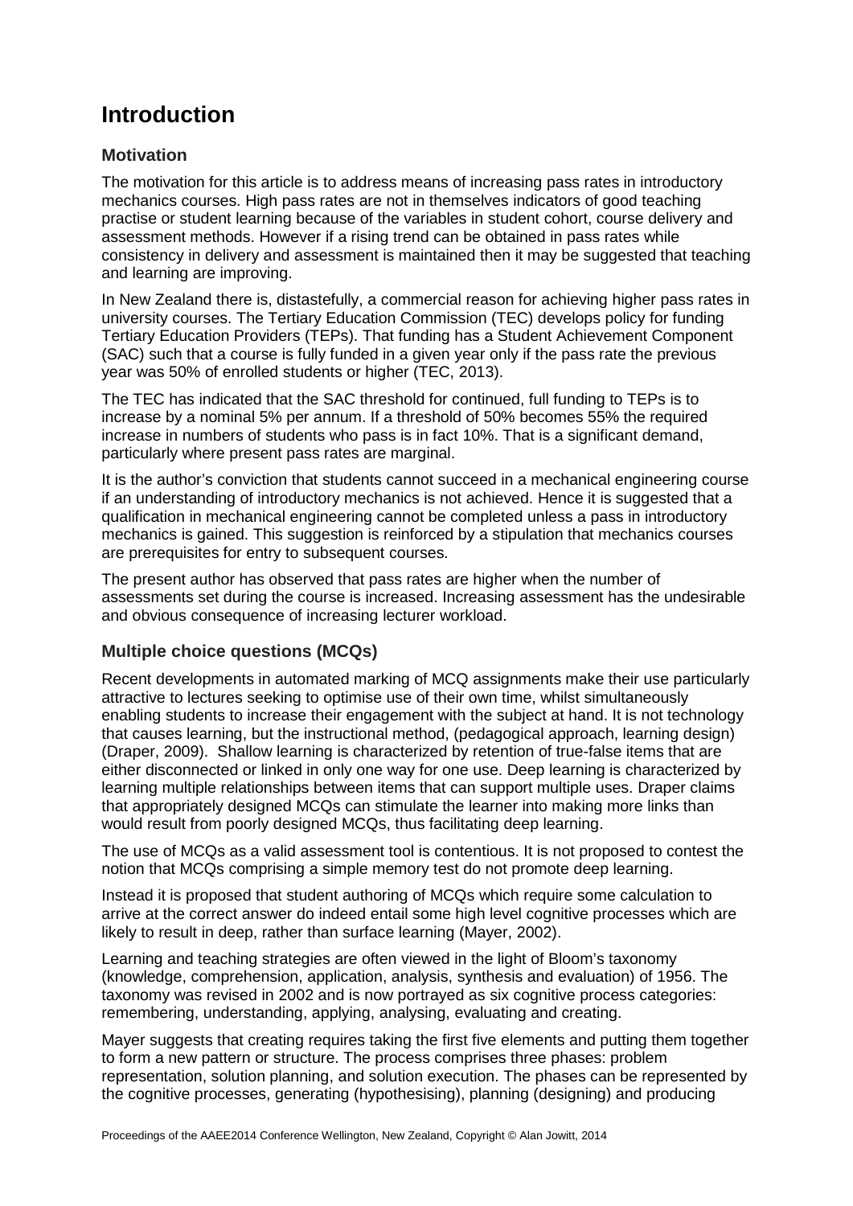# Introduction

## Motivation

The motivation for this article is to address means of increasing pass rates in introductory mechanics courses. High pass rates are not in themselves indicators of good teaching practise or student learning because of the variables in student cohort, course delivery and assessment methods. However if a rising trend can be obtained in pass rates while consistency in delivery and assessment is maintained then it may be suggested that teaching and learning are improving.

In New Zealand there is, distastefully, a commercial reason for achieving higher pass rates in university courses. The Tertiary Education Commission (TEC) develops policy for funding Tertiary Education Providers (TEPs). That funding has a Student Achievement Component (SAC) such that a course is fully funded in a given year only if the pass rate the previous year was 50% of enrolled students or higher (TEC, 2013).

The TEC has indicated that the SAC threshold for continued, full funding to TEPs is to increase by a nominal 5% per annum. If a threshold of 50% becomes 55% the required increase in numbers of students who pass is in fact 10%. That is a significant demand, particularly where present pass rates are marginal.

It is the author's conviction that students cannot succeed in a mechanical engineering course if an understanding of introductory mechanics is not achieved. Hence it is suggested that a qualification in mechanical engineering cannot be completed unless a pass in introductory mechanics is gained. This suggestion is reinforced by a stipulation that mechanics courses are prerequisites for entry to subsequent courses.

The present author has observed that pass rates are higher when the number of assessments set during the course is increased. Increasing assessment has the undesirable and obvious consequence of increasing lecturer workload.

## Multiple choice questions (MCQs)

Recent developments in automated marking of MCQ assignments make their use particularly attractive to lectures seeking to optimise use of their own time, whilst simultaneously enabling students to increase their engagement with the subject at hand. It is not technology that causes learning, but the instructional method, (pedagogical approach, learning design) (Draper, 2009). Shallow learning is characterized by retention of true-false items that are either disconnected or linked in only one way for one use. Deep learning is characterized by learning multiple relationships between items that can support multiple uses. Draper claims that appropriately designed MCQs can stimulate the learner into making more links than would result from poorly designed MCQs, thus facilitating deep learning.

The use of MCQs as a valid assessment tool is contentious. It is not proposed to contest the notion that MCQs comprising a simple memory test do not promote deep learning.

Instead it is proposed that student authoring of MCQs which require some calculation to arrive at the correct answer do indeed entail some high level cognitive processes which are likely to result in deep, rather than surface learning (Mayer, 2002).

Learning and teaching strategies are often viewed in the light of Bloom's taxonomy (knowledge, comprehension, application, analysis, synthesis and evaluation) of 1956. The taxonomy was revised in 2002 and is now portrayed as six cognitive process categories: remembering, understanding, applying, analysing, evaluating and creating.

Mayer suggests that creating requires taking the first five elements and putting them together to form a new pattern or structure. The process comprises three phases: problem representation, solution planning, and solution execution. The phases can be represented by the cognitive processes, generating (hypothesising), planning (designing) and producing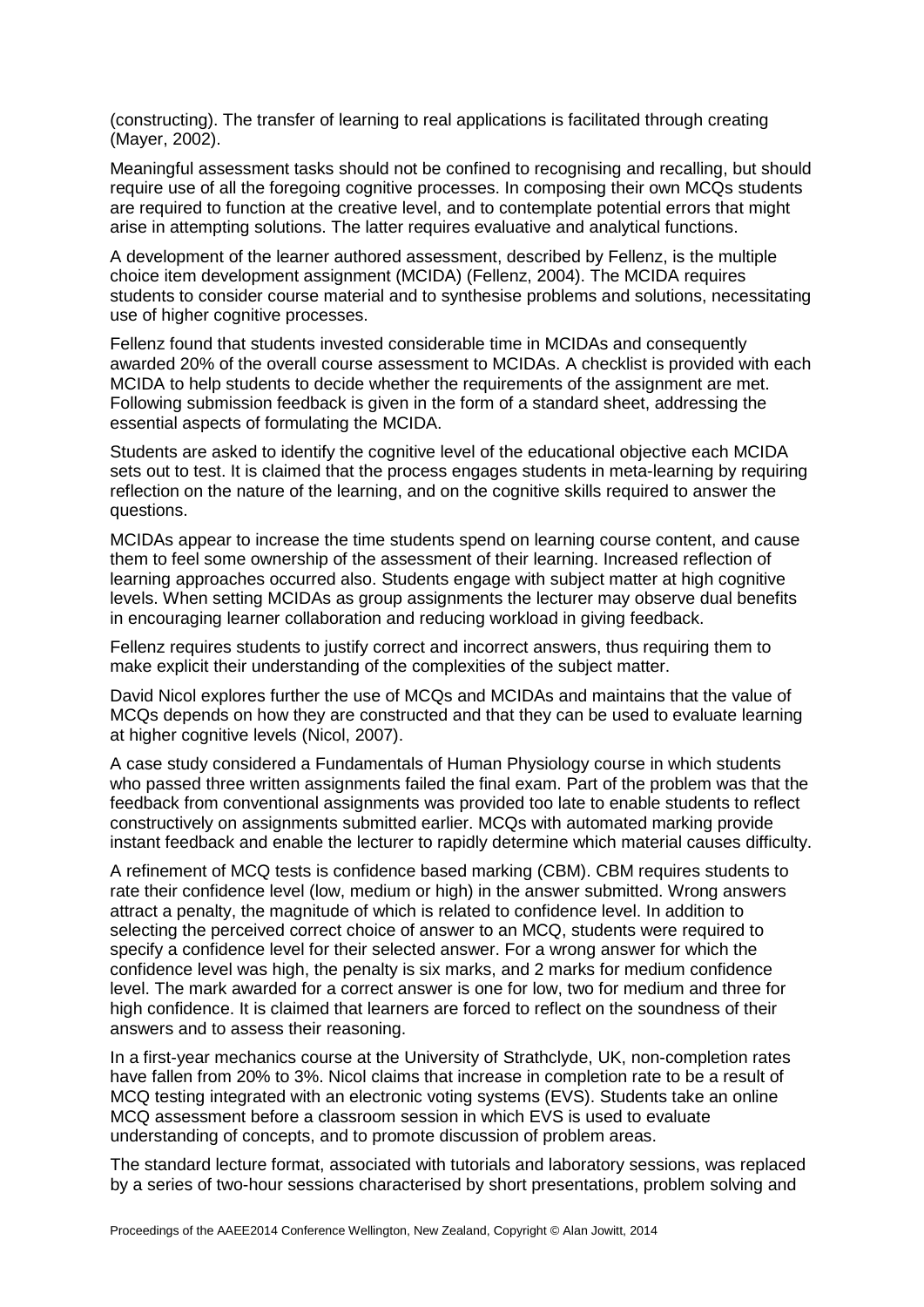(constructing). The transfer of learning to real applications is facilitated through creating (Mayer, 2002).

Meaningful assessment tasks should not be confined to recognising and recalling, but should require use of all the foregoing cognitive processes. In composing their own MCQs students are required to function at the creative level, and to contemplate potential errors that might arise in attempting solutions. The latter requires evaluative and analytical functions.

A development of the learner authored assessment, described by Fellenz, is the multiple choice item development assignment (MCIDA) (Fellenz, 2004). The MCIDA requires students to consider course material and to synthesise problems and solutions, necessitating use of higher cognitive processes.

Fellenz found that students invested considerable time in MCIDAs and consequently awarded 20% of the overall course assessment to MCIDAs. A checklist is provided with each MCIDA to help students to decide whether the requirements of the assignment are met. Following submission feedback is given in the form of a standard sheet, addressing the essential aspects of formulating the MCIDA.

Students are asked to identify the cognitive level of the educational objective each MCIDA sets out to test. It is claimed that the process engages students in meta-learning by requiring reflection on the nature of the learning, and on the cognitive skills required to answer the questions.

MCIDAs appear to increase the time students spend on learning course content, and cause them to feel some ownership of the assessment of their learning. Increased reflection of learning approaches occurred also. Students engage with subject matter at high cognitive levels. When setting MCIDAs as group assignments the lecturer may observe dual benefits in encouraging learner collaboration and reducing workload in giving feedback.

Fellenz requires students to justify correct and incorrect answers, thus requiring them to make explicit their understanding of the complexities of the subject matter.

David Nicol explores further the use of MCQs and MCIDAs and maintains that the value of MCQs depends on how they are constructed and that they can be used to evaluate learning at higher cognitive levels (Nicol, 2007).

A case study considered a Fundamentals of Human Physiology course in which students who passed three written assignments failed the final exam. Part of the problem was that the feedback from conventional assignments was provided too late to enable students to reflect constructively on assignments submitted earlier. MCQs with automated marking provide instant feedback and enable the lecturer to rapidly determine which material causes difficulty.

A refinement of MCQ tests is confidence based marking (CBM). CBM requires students to rate their confidence level (low, medium or high) in the answer submitted. Wrong answers attract a penalty, the magnitude of which is related to confidence level. In addition to selecting the perceived correct choice of answer to an MCQ, students were required to specify a confidence level for their selected answer. For a wrong answer for which the confidence level was high, the penalty is six marks, and 2 marks for medium confidence level. The mark awarded for a correct answer is one for low, two for medium and three for high confidence. It is claimed that learners are forced to reflect on the soundness of their answers and to assess their reasoning.

In a first-year mechanics course at the University of Strathclyde, UK, non-completion rates have fallen from 20% to 3%. Nicol claims that increase in completion rate to be a result of MCQ testing integrated with an electronic voting systems (EVS). Students take an online MCQ assessment before a classroom session in which EVS is used to evaluate understanding of concepts, and to promote discussion of problem areas.

The standard lecture format, associated with tutorials and laboratory sessions, was replaced by a series of two-hour sessions characterised by short presentations, problem solving and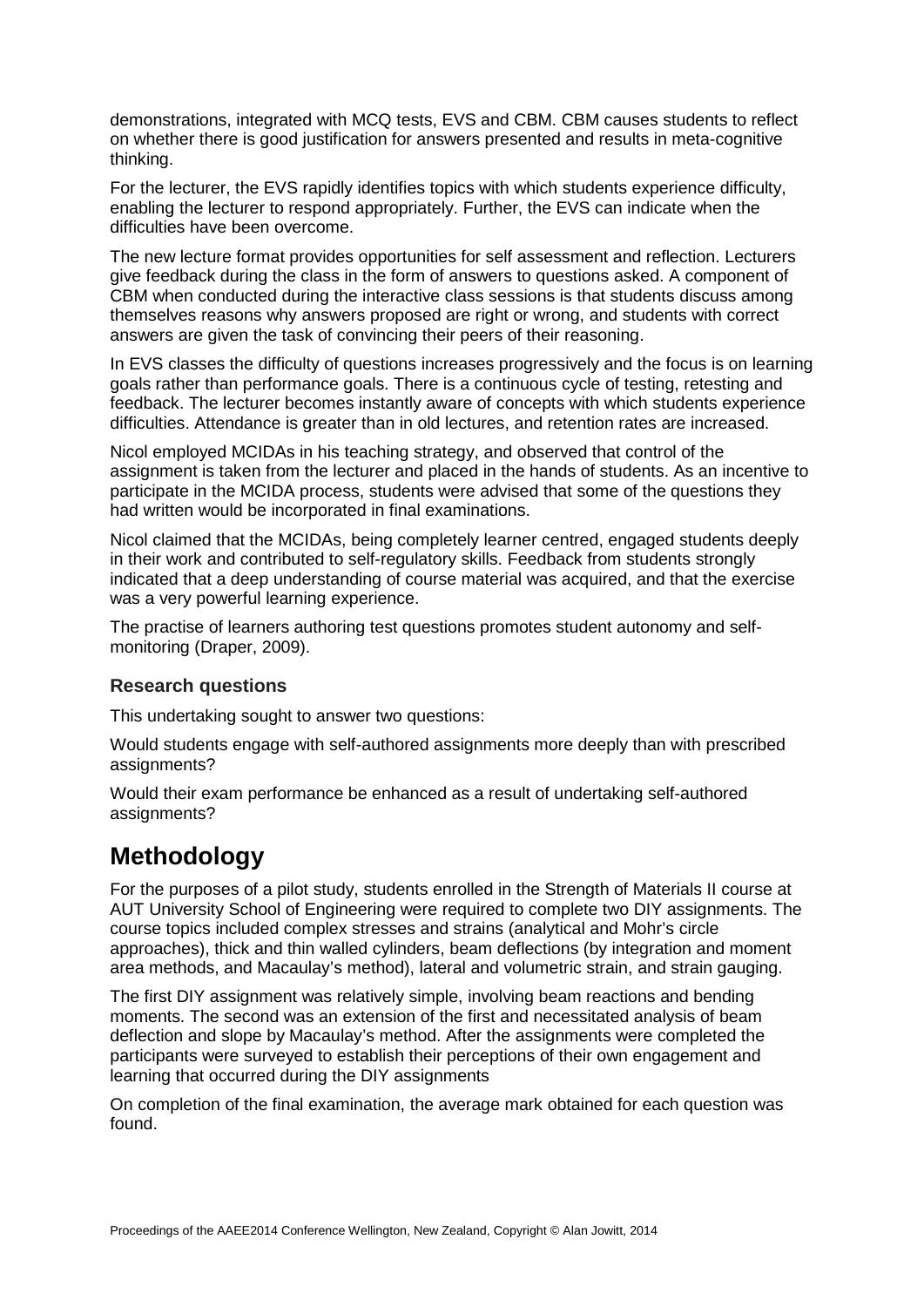demonstrations, integrated with MCQ tests, EVS and CBM. CBM causes students to reflect on whether there is good justification for answers presented and results in meta-cognitive thinking.

For the lecturer, the EVS rapidly identifies topics with which students experience difficulty, enabling the lecturer to respond appropriately. Further, the EVS can indicate when the difficulties have been overcome.

The new lecture format provides opportunities for self assessment and reflection. Lecturers give feedback during the class in the form of answers to questions asked. A component of CBM when conducted during the interactive class sessions is that students discuss among themselves reasons why answers proposed are right or wrong, and students with correct answers are given the task of convincing their peers of their reasoning.

In EVS classes the difficulty of questions increases progressively and the focus is on learning goals rather than performance goals. There is a continuous cycle of testing, retesting and feedback. The lecturer becomes instantly aware of concepts with which students experience difficulties. Attendance is greater than in old lectures, and retention rates are increased.

Nicol employed MCIDAs in his teaching strategy, and observed that control of the assignment is taken from the lecturer and placed in the hands of students. As an incentive to participate in the MCIDA process, students were advised that some of the questions they had written would be incorporated in final examinations.

Nicol claimed that the MCIDAs, being completely learner centred, engaged students deeply in their work and contributed to self-regulatory skills. Feedback from students strongly indicated that a deep understanding of course material was acquired, and that the exercise was a very powerful learning experience.

The practise of learners authoring test questions promotes student autonomy and self-monitoring (Draper, 2009).

### Research questions

This undertaking sought to answer two questions:

Would students engage with self-authored assignments more deeply than with prescribed assignments?

Would their exam performance be enhanced as a result of undertaking self-authored assignments?

## Methodology

For the purposes of a pilot study, students enrolled in the Strength of Materials II course at AUT University School of Engineering were required to complete two DIY assignments. The course topics included complex stresses and strains (analytical and Mohr's circle approaches), thick and thin walled cylinders, beam deflections (by integration and moment area methods, and Macaulay's method), lateral and volumetric strain, and strain gauging.

The first DIY assignment was relatively simple, involving beam reactions and bending moments. The second was an extension of the first and necessitated analysis of beam deflection and slope by Macaulay's method. After the assignments were completed the participants were surveyed to establish their perceptions of their own engagement and learning that occurred during the DIY assignments

On completion of the final examination, the average mark obtained for each question was found.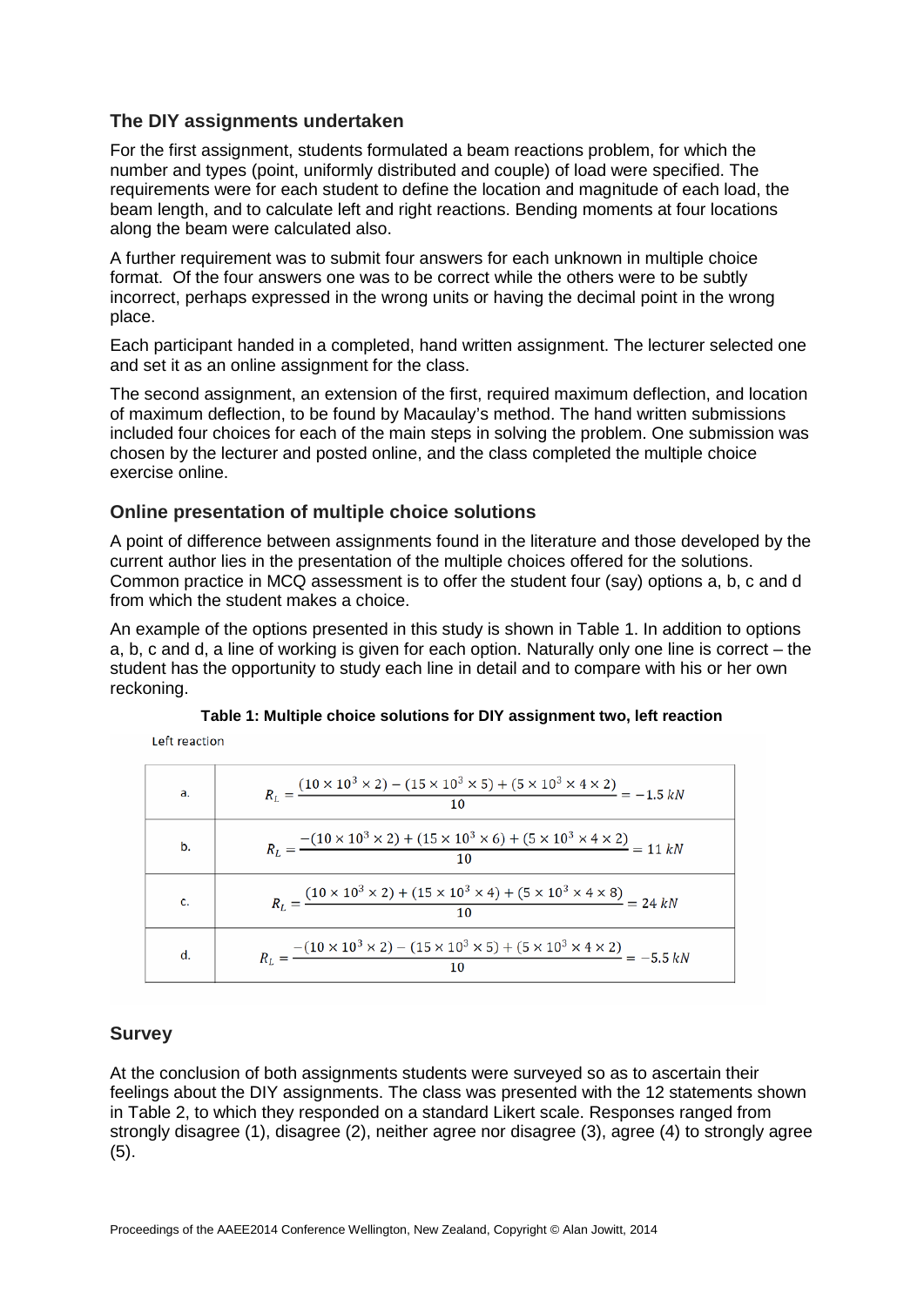## The DIY assignments undertaken

For the first assignment, students formulated a beam reactions problem, for which the number and types (point, uniformly distributed and couple) of load were specified. The requirements were for each student to define the location and magnitude of each load, the beam length, and to calculate left and right reactions. Bending moments at four locations along the beam were calculated also.

A further requirement was to submit four answers for each unknown in multiple choice format. Of the four answers one was to be correct while the others were to be subtly incorrect, perhaps expressed in the wrong units or having the decimal point in the wrong place.

Each participant handed in a completed, hand written assignment. The lecturer selected one and set it as an online assignment for the class.

The second assignment, an extension of the first, required maximum deflection, and location of maximum deflection, to be found by Macaulay's method. The hand written submissions included four choices for each of the main steps in solving the problem. One submission was chosen by the lecturer and posted online, and the class completed the multiple choice exercise online.

## Online presentation of multiple choice solutions

A point of difference between assignments found in the literature and those developed by the current author lies in the presentation of the multiple choices offered for the solutions. Common practice in MCQ assessment is to offer the student four (say) options a, b, c and d from which the student makes a choice.

An example of the options presented in this study is shown in Table 1. In addition to options a, b, c and d, a line of working is given for each option. Naturally only one line is correct – the student has the opportunity to study each line in detail and to compare with his or her own reckoning.

**Table 1: Multiple choice solutions for DIY assignment two, left reaction**

Left reaction

| | |
|---|---|
| a. | $R_L = \dfrac{(10 \times 10^3 \times 2) - (15 \times 10^3 \times 5) + (5 \times 10^3 \times 4 \times 2)}{10} = -1.5\ kN$ |
| b. | $R_L = \dfrac{-(10 \times 10^3 \times 2) + (15 \times 10^3 \times 6) + (5 \times 10^3 \times 4 \times 2)}{10} = 11\ kN$ |
| c. | $R_L = \dfrac{(10 \times 10^3 \times 2) + (15 \times 10^3 \times 4) + (5 \times 10^3 \times 4 \times 8)}{10} = 24\ kN$ |
| d. | $R_L = \dfrac{-(10 \times 10^3 \times 2) - (15 \times 10^3 \times 5) + (5 \times 10^3 \times 4 \times 2)}{10} = -5.5\ kN$ |

## Survey

At the conclusion of both assignments students were surveyed so as to ascertain their feelings about the DIY assignments. The class was presented with the 12 statements shown in Table 2, to which they responded on a standard Likert scale. Responses ranged from strongly disagree (1), disagree (2), neither agree nor disagree (3), agree (4) to strongly agree (5).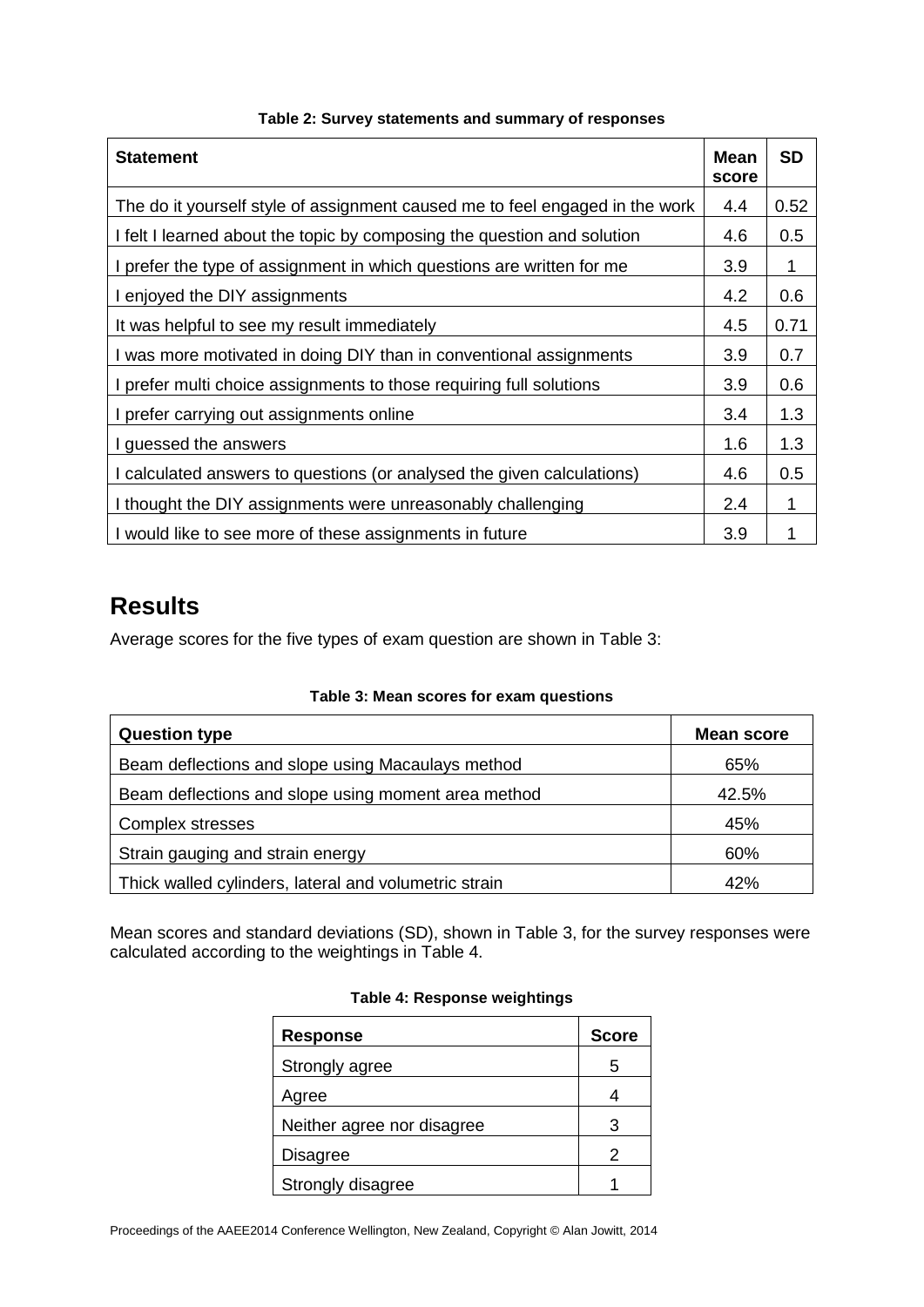**Table 2: Survey statements and summary of responses**

| Statement | Mean score | SD |
|---|---|---|
| The do it yourself style of assignment caused me to feel engaged in the work | 4.4 | 0.52 |
| I felt I learned about the topic by composing the question and solution | 4.6 | 0.5 |
| I prefer the type of assignment in which questions are written for me | 3.9 | 1 |
| I enjoyed the DIY assignments | 4.2 | 0.6 |
| It was helpful to see my result immediately | 4.5 | 0.71 |
| I was more motivated in doing DIY than in conventional assignments | 3.9 | 0.7 |
| I prefer multi choice assignments to those requiring full solutions | 3.9 | 0.6 |
| I prefer carrying out assignments online | 3.4 | 1.3 |
| I guessed the answers | 1.6 | 1.3 |
| I calculated answers to questions (or analysed the given calculations) | 4.6 | 0.5 |
| I thought the DIY assignments were unreasonably challenging | 2.4 | 1 |
| I would like to see more of these assignments in future | 3.9 | 1 |

## Results

Average scores for the five types of exam question are shown in Table 3:

**Table 3: Mean scores for exam questions**

| Question type | Mean score |
|---|---|
| Beam deflections and slope using Macaulays method | 65% |
| Beam deflections and slope using moment area method | 42.5% |
| Complex stresses | 45% |
| Strain gauging and strain energy | 60% |
| Thick walled cylinders, lateral and volumetric strain | 42% |

Mean scores and standard deviations (SD), shown in Table 3, for the survey responses were calculated according to the weightings in Table 4.

**Table 4: Response weightings**

| Response | Score |
|---|---|
| Strongly agree | 5 |
| Agree | 4 |
| Neither agree nor disagree | 3 |
| Disagree | 2 |
| Strongly disagree | 1 |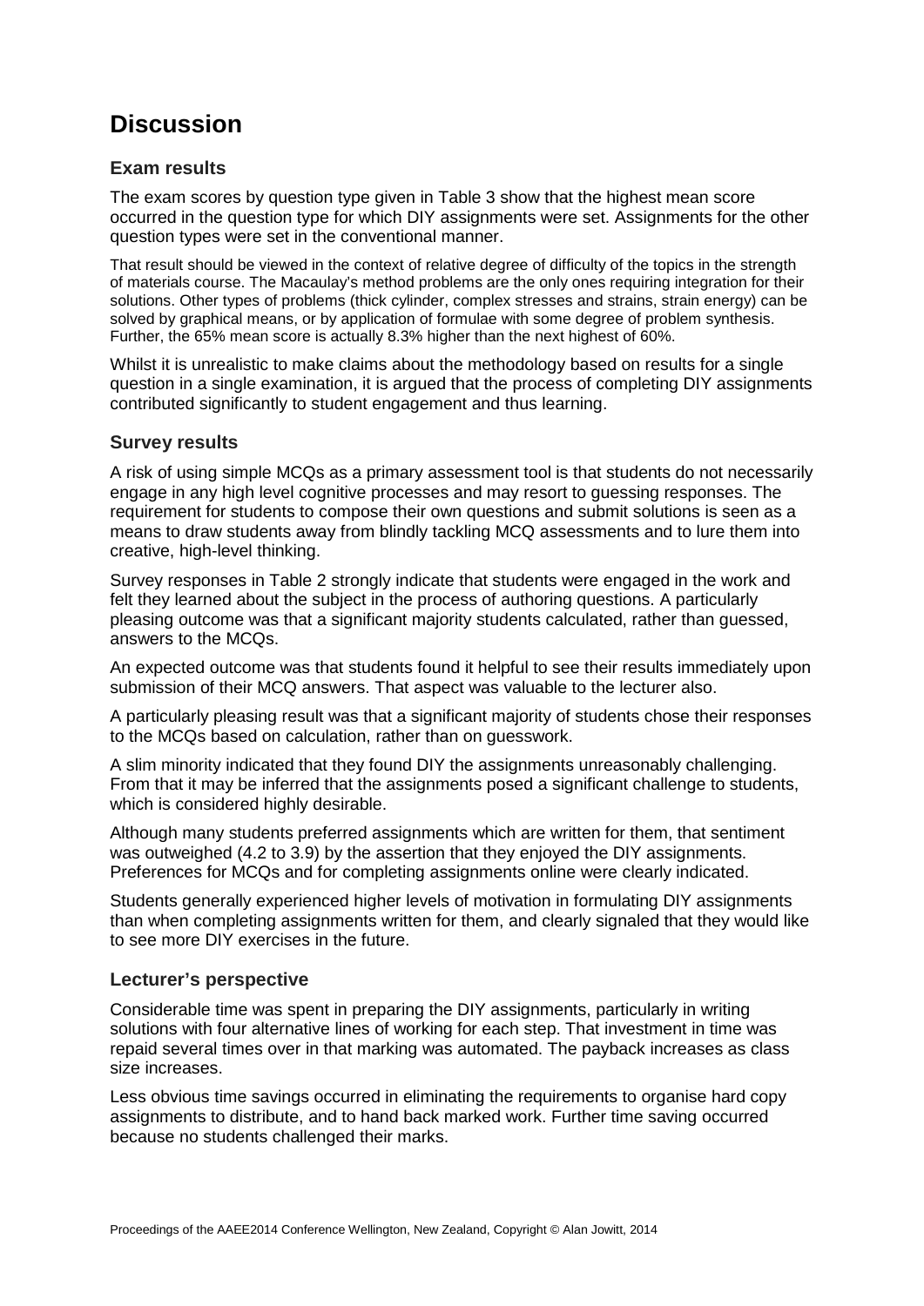## Discussion

### Exam results

The exam scores by question type given in Table 3 show that the highest mean score occurred in the question type for which DIY assignments were set. Assignments for the other question types were set in the conventional manner.

That result should be viewed in the context of relative degree of difficulty of the topics in the strength of materials course. The Macaulay's method problems are the only ones requiring integration for their solutions. Other types of problems (thick cylinder, complex stresses and strains, strain energy) can be solved by graphical means, or by application of formulae with some degree of problem synthesis. Further, the 65% mean score is actually 8.3% higher than the next highest of 60%.

Whilst it is unrealistic to make claims about the methodology based on results for a single question in a single examination, it is argued that the process of completing DIY assignments contributed significantly to student engagement and thus learning.

### Survey results

A risk of using simple MCQs as a primary assessment tool is that students do not necessarily engage in any high level cognitive processes and may resort to guessing responses. The requirement for students to compose their own questions and submit solutions is seen as a means to draw students away from blindly tackling MCQ assessments and to lure them into creative, high-level thinking.

Survey responses in Table 2 strongly indicate that students were engaged in the work and felt they learned about the subject in the process of authoring questions. A particularly pleasing outcome was that a significant majority students calculated, rather than guessed, answers to the MCQs.

An expected outcome was that students found it helpful to see their results immediately upon submission of their MCQ answers. That aspect was valuable to the lecturer also.

A particularly pleasing result was that a significant majority of students chose their responses to the MCQs based on calculation, rather than on guesswork.

A slim minority indicated that they found DIY the assignments unreasonably challenging. From that it may be inferred that the assignments posed a significant challenge to students, which is considered highly desirable.

Although many students preferred assignments which are written for them, that sentiment was outweighed (4.2 to 3.9) by the assertion that they enjoyed the DIY assignments. Preferences for MCQs and for completing assignments online were clearly indicated.

Students generally experienced higher levels of motivation in formulating DIY assignments than when completing assignments written for them, and clearly signaled that they would like to see more DIY exercises in the future.

### Lecturer's perspective

Considerable time was spent in preparing the DIY assignments, particularly in writing solutions with four alternative lines of working for each step. That investment in time was repaid several times over in that marking was automated. The payback increases as class size increases.

Less obvious time savings occurred in eliminating the requirements to organise hard copy assignments to distribute, and to hand back marked work. Further time saving occurred because no students challenged their marks.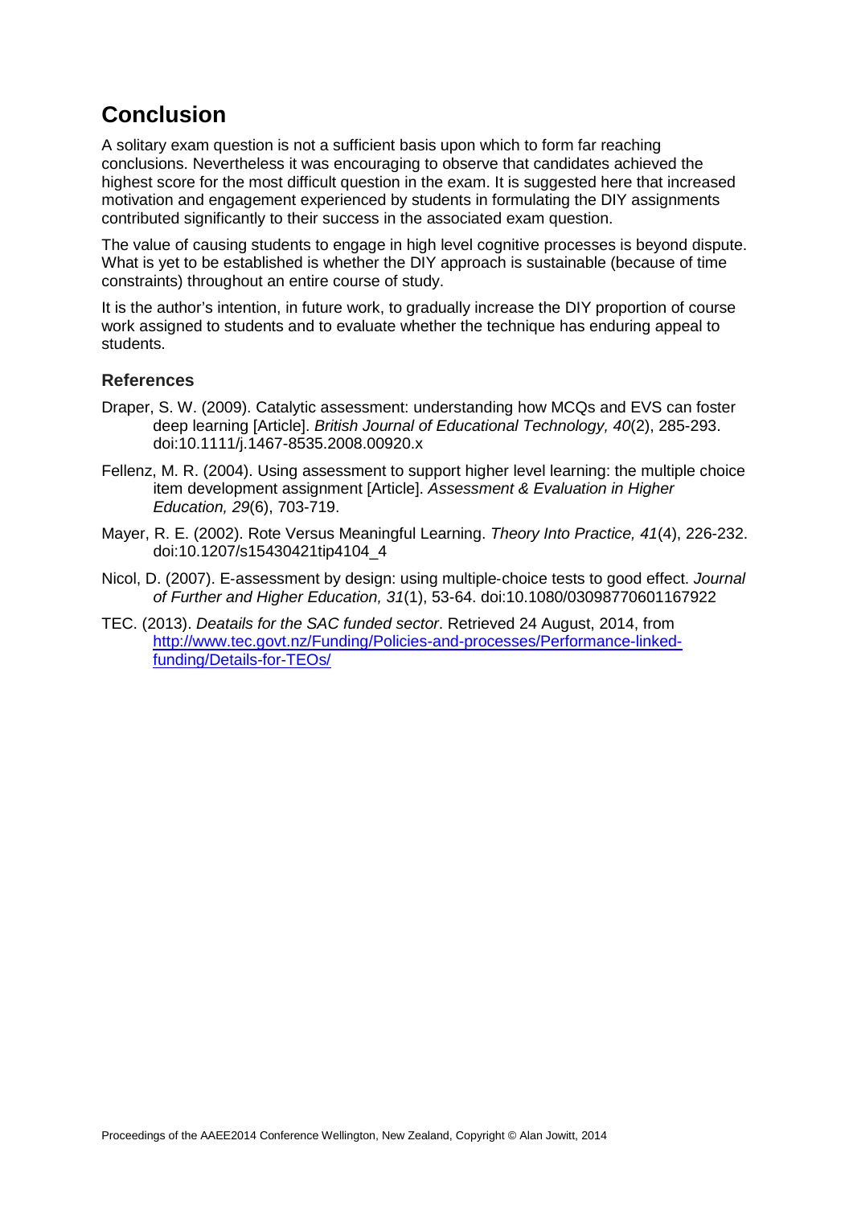## Conclusion

A solitary exam question is not a sufficient basis upon which to form far reaching conclusions. Nevertheless it was encouraging to observe that candidates achieved the highest score for the most difficult question in the exam. It is suggested here that increased motivation and engagement experienced by students in formulating the DIY assignments contributed significantly to their success in the associated exam question.

The value of causing students to engage in high level cognitive processes is beyond dispute. What is yet to be established is whether the DIY approach is sustainable (because of time constraints) throughout an entire course of study.

It is the author's intention, in future work, to gradually increase the DIY proportion of course work assigned to students and to evaluate whether the technique has enduring appeal to students.

### References

Draper, S. W. (2009). Catalytic assessment: understanding how MCQs and EVS can foster deep learning [Article]. *British Journal of Educational Technology, 40*(2), 285-293. doi:10.1111/j.1467-8535.2008.00920.x

Fellenz, M. R. (2004). Using assessment to support higher level learning: the multiple choice item development assignment [Article]. *Assessment & Evaluation in Higher Education, 29*(6), 703-719.

Mayer, R. E. (2002). Rote Versus Meaningful Learning. *Theory Into Practice, 41*(4), 226-232. doi:10.1207/s15430421tip4104_4

Nicol, D. (2007). E-assessment by design: using multiple-choice tests to good effect. *Journal of Further and Higher Education, 31*(1), 53-64. doi:10.1080/03098770601167922

TEC. (2013). *Deatails for the SAC funded sector*. Retrieved 24 August, 2014, from http://www.tec.govt.nz/Funding/Policies-and-processes/Performance-linked-funding/Details-for-TEOs/